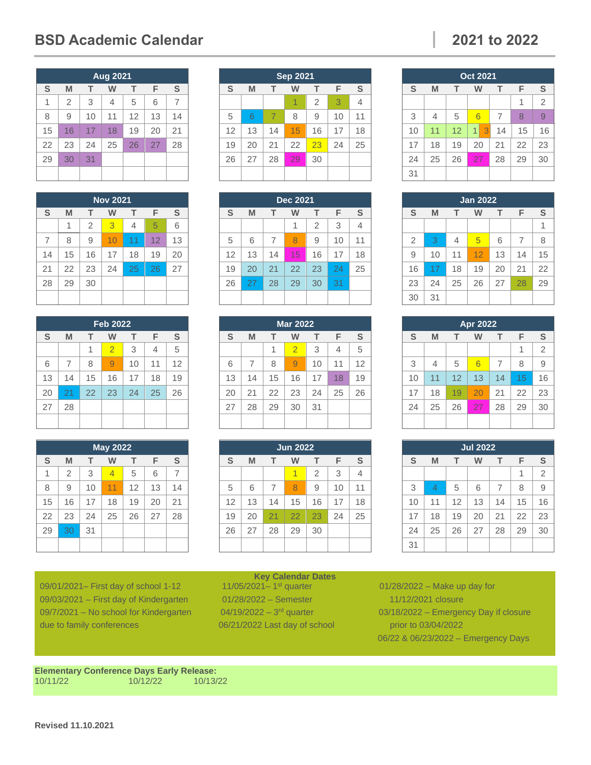# BSD Academic Calendar

## 2021 to 2022

| Aug 2021 | | | | | | |
|---|---|---|---|---|---|---|
| S | M | T | W | T | F | S |
| 1 | 2 | 3 | 4 | 5 | 6 | 7 |
| 8 | 9 | 10 | 11 | 12 | 13 | 14 |
| 15 | 16 | 17 | 18 | 19 | 20 | 21 |
| 22 | 23 | 24 | 25 | 26 | 27 | 28 |
| 29 | 30 | 31 | | | | |

| Sep 2021 | | | | | | |
|---|---|---|---|---|---|---|
| S | M | T | W | T | F | S |
| | | | 1 | 2 | 3 | 4 |
| 5 | 6 | 7 | 8 | 9 | 10 | 11 |
| 12 | 13 | 14 | 15 | 16 | 17 | 18 |
| 19 | 20 | 21 | 22 | 23 | 24 | 25 |
| 26 | 27 | 28 | 29 | 30 | | |

| Oct 2021 | | | | | | |
|---|---|---|---|---|---|---|
| S | M | T | W | T | F | S |
| | | | | | 1 | 2 |
| 3 | 4 | 5 | 6 | 7 | 8 | 9 |
| 10 | 11 | 12 | 13 | 14 | 15 | 16 |
| 17 | 18 | 19 | 20 | 21 | 22 | 23 |
| 24 | 25 | 26 | 27 | 28 | 29 | 30 |
| 31 | | | | | | |

| Nov 2021 | | | | | | |
|---|---|---|---|---|---|---|
| S | M | T | W | T | F | S |
| | 1 | 2 | 3 | 4 | 5 | 6 |
| 7 | 8 | 9 | 10 | 11 | 12 | 13 |
| 14 | 15 | 16 | 17 | 18 | 19 | 20 |
| 21 | 22 | 23 | 24 | 25 | 26 | 27 |
| 28 | 29 | 30 | | | | |

| Dec 2021 | | | | | | |
|---|---|---|---|---|---|---|
| S | M | T | W | T | F | S |
| | | | 1 | 2 | 3 | 4 |
| 5 | 6 | 7 | 8 | 9 | 10 | 11 |
| 12 | 13 | 14 | 15 | 16 | 17 | 18 |
| 19 | 20 | 21 | 22 | 23 | 24 | 25 |
| 26 | 27 | 28 | 29 | 30 | 31 | |

| Jan 2022 | | | | | | |
|---|---|---|---|---|---|---|
| S | M | T | W | T | F | S |
| | | | | | | 1 |
| 2 | 3 | 4 | 5 | 6 | 7 | 8 |
| 9 | 10 | 11 | 12 | 13 | 14 | 15 |
| 16 | 17 | 18 | 19 | 20 | 21 | 22 |
| 23 | 24 | 25 | 26 | 27 | 28 | 29 |
| 30 | 31 | | | | | |

| Feb 2022 | | | | | | |
|---|---|---|---|---|---|---|
| S | M | T | W | T | F | S |
| | | 1 | 2 | 3 | 4 | 5 |
| 6 | 7 | 8 | 9 | 10 | 11 | 12 |
| 13 | 14 | 15 | 16 | 17 | 18 | 19 |
| 20 | 21 | 22 | 23 | 24 | 25 | 26 |
| 27 | 28 | | | | | |

| Mar 2022 | | | | | | |
|---|---|---|---|---|---|---|
| S | M | T | W | T | F | S |
| | | 1 | 2 | 3 | 4 | 5 |
| 6 | 7 | 8 | 9 | 10 | 11 | 12 |
| 13 | 14 | 15 | 16 | 17 | 18 | 19 |
| 20 | 21 | 22 | 23 | 24 | 25 | 26 |
| 27 | 28 | 29 | 30 | 31 | | |

| Apr 2022 | | | | | | |
|---|---|---|---|---|---|---|
| S | M | T | W | T | F | S |
| | | | | | 1 | 2 |
| 3 | 4 | 5 | 6 | 7 | 8 | 9 |
| 10 | 11 | 12 | 13 | 14 | 15 | 16 |
| 17 | 18 | 19 | 20 | 21 | 22 | 23 |
| 24 | 25 | 26 | 27 | 28 | 29 | 30 |

| May 2022 | | | | | | |
|---|---|---|---|---|---|---|
| S | M | T | W | T | F | S |
| 1 | 2 | 3 | 4 | 5 | 6 | 7 |
| 8 | 9 | 10 | 11 | 12 | 13 | 14 |
| 15 | 16 | 17 | 18 | 19 | 20 | 21 |
| 22 | 23 | 24 | 25 | 26 | 27 | 28 |
| 29 | 30 | 31 | | | | |

| Jun 2022 | | | | | | |
|---|---|---|---|---|---|---|
| S | M | T | W | T | F | S |
| | | | 1 | 2 | 3 | 4 |
| 5 | 6 | 7 | 8 | 9 | 10 | 11 |
| 12 | 13 | 14 | 15 | 16 | 17 | 18 |
| 19 | 20 | 21 | 22 | 23 | 24 | 25 |
| 26 | 27 | 28 | 29 | 30 | | |

| Jul 2022 | | | | | | |
|---|---|---|---|---|---|---|
| S | M | T | W | T | F | S |
| | | | | | 1 | 2 |
| 3 | 4 | 5 | 6 | 7 | 8 | 9 |
| 10 | 11 | 12 | 13 | 14 | 15 | 16 |
| 17 | 18 | 19 | 20 | 21 | 22 | 23 |
| 24 | 25 | 26 | 27 | 28 | 29 | 30 |
| 31 | | | | | | |

### Key Calendar Dates

09/01/2021– First day of school 1-12
09/03/2021 – First day of Kindergarten
09/7/2021 – No school for Kindergarten due to family conferences

11/05/2021– 1st quarter
01/28/2022 – Semester
04/19/2022 – 3rd quarter
06/21/2022 Last day of school

01/28/2022 – Make up day for 11/12/2021 closure
03/18/2022 – Emergency Day if closure prior to 03/04/2022
06/22 & 06/23/2022 – Emergency Days

**Elementary Conference Days Early Release:**
10/11/22 10/12/22 10/13/22

**Revised 11.10.2021**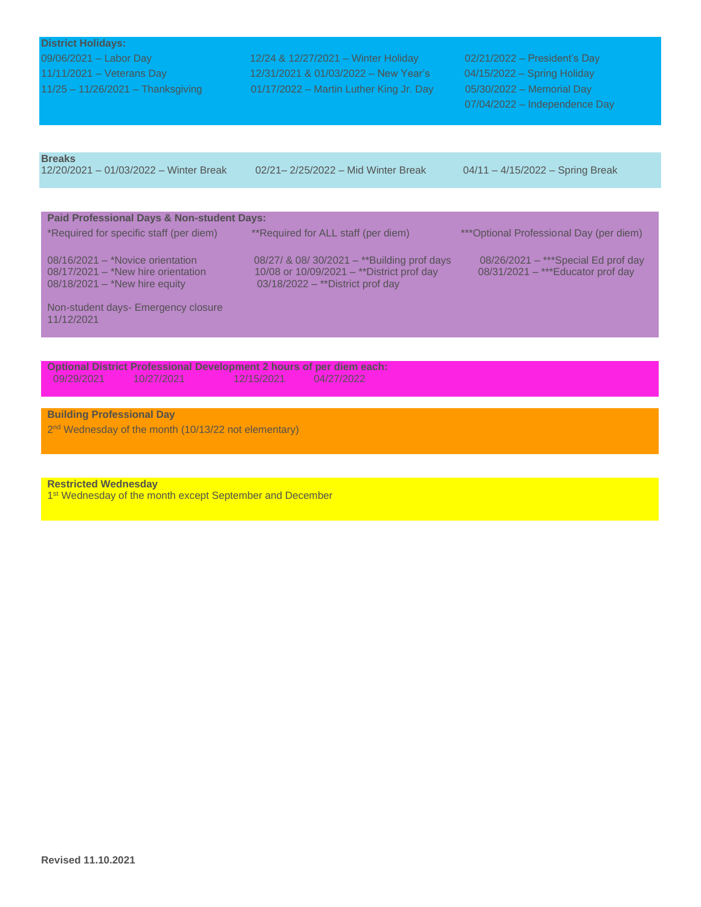**District Holidays:**

09/06/2021 – Labor Day
11/11/2021 – Veterans Day
11/25 – 11/26/2021 – Thanksgiving
12/24 & 12/27/2021 – Winter Holiday
12/31/2021 & 01/03/2022 – New Year's
01/17/2022 – Martin Luther King Jr. Day
02/21/2022 – President's Day
04/15/2022 – Spring Holiday
05/30/2022 – Memorial Day
07/04/2022 – Independence Day

**Breaks**

12/20/2021 – 01/03/2022 – Winter Break
02/21– 2/25/2022 – Mid Winter Break
04/11 – 4/15/2022 – Spring Break

**Paid Professional Days & Non-student Days:**

*Required for specific staff (per diem)

08/16/2021 – *Novice orientation
08/17/2021 – *New hire orientation
08/18/2021 – *New hire equity

**Required for ALL staff (per diem)

08/27/ & 08/ 30/2021 – **Building prof days
10/08 or 10/09/2021 – **District prof day
03/18/2022 – **District prof day

***Optional Professional Day (per diem)

08/26/2021 – ***Special Ed prof day
08/31/2021 – ***Educator prof day

Non-student days- Emergency closure
11/12/2021

**Optional District Professional Development 2 hours of per diem each:**

09/29/2021 10/27/2021 12/15/2021 04/27/2022

**Building Professional Day**

2nd Wednesday of the month (10/13/22 not elementary)

**Restricted Wednesday**

1st Wednesday of the month except September and December

**Revised 11.10.2021**